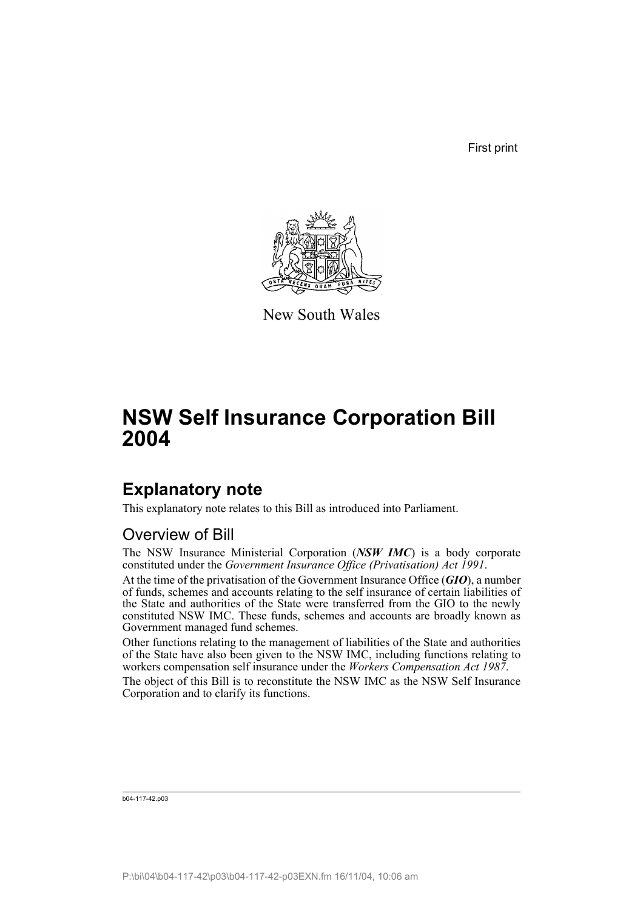First print

New South Wales

# NSW Self Insurance Corporation Bill 2004

## Explanatory note

This explanatory note relates to this Bill as introduced into Parliament.

### Overview of Bill

The NSW Insurance Ministerial Corporation (***NSW IMC***) is a body corporate constituted under the *Government Insurance Office (Privatisation) Act 1991*.

At the time of the privatisation of the Government Insurance Office (***GIO***), a number of funds, schemes and accounts relating to the self insurance of certain liabilities of the State and authorities of the State were transferred from the GIO to the newly constituted NSW IMC. These funds, schemes and accounts are broadly known as Government managed fund schemes.

Other functions relating to the management of liabilities of the State and authorities of the State have also been given to the NSW IMC, including functions relating to workers compensation self insurance under the *Workers Compensation Act 1987*.

The object of this Bill is to reconstitute the NSW IMC as the NSW Self Insurance Corporation and to clarify its functions.

b04-117-42.p03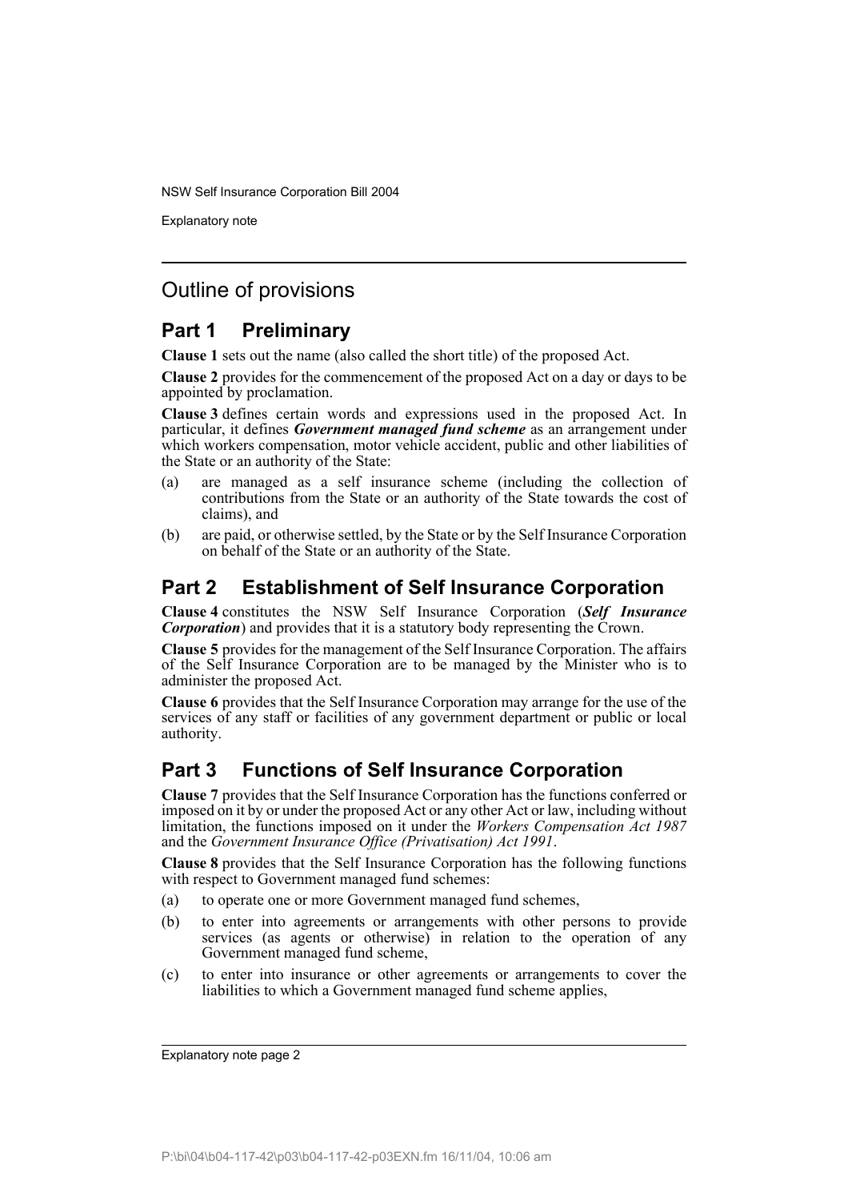## Outline of provisions

### Part 1 Preliminary

**Clause 1** sets out the name (also called the short title) of the proposed Act.

**Clause 2** provides for the commencement of the proposed Act on a day or days to be appointed by proclamation.

**Clause 3** defines certain words and expressions used in the proposed Act. In particular, it defines ***Government managed fund scheme*** as an arrangement under which workers compensation, motor vehicle accident, public and other liabilities of the State or an authority of the State:

(a) are managed as a self insurance scheme (including the collection of contributions from the State or an authority of the State towards the cost of claims), and

(b) are paid, or otherwise settled, by the State or by the Self Insurance Corporation on behalf of the State or an authority of the State.

### Part 2 Establishment of Self Insurance Corporation

**Clause 4** constitutes the NSW Self Insurance Corporation (***Self Insurance Corporation***) and provides that it is a statutory body representing the Crown.

**Clause 5** provides for the management of the Self Insurance Corporation. The affairs of the Self Insurance Corporation are to be managed by the Minister who is to administer the proposed Act.

**Clause 6** provides that the Self Insurance Corporation may arrange for the use of the services of any staff or facilities of any government department or public or local authority.

### Part 3 Functions of Self Insurance Corporation

**Clause 7** provides that the Self Insurance Corporation has the functions conferred or imposed on it by or under the proposed Act or any other Act or law, including without limitation, the functions imposed on it under the *Workers Compensation Act 1987* and the *Government Insurance Office (Privatisation) Act 1991*.

**Clause 8** provides that the Self Insurance Corporation has the following functions with respect to Government managed fund schemes:

(a) to operate one or more Government managed fund schemes,

(b) to enter into agreements or arrangements with other persons to provide services (as agents or otherwise) in relation to the operation of any Government managed fund scheme,

(c) to enter into insurance or other agreements or arrangements to cover the liabilities to which a Government managed fund scheme applies,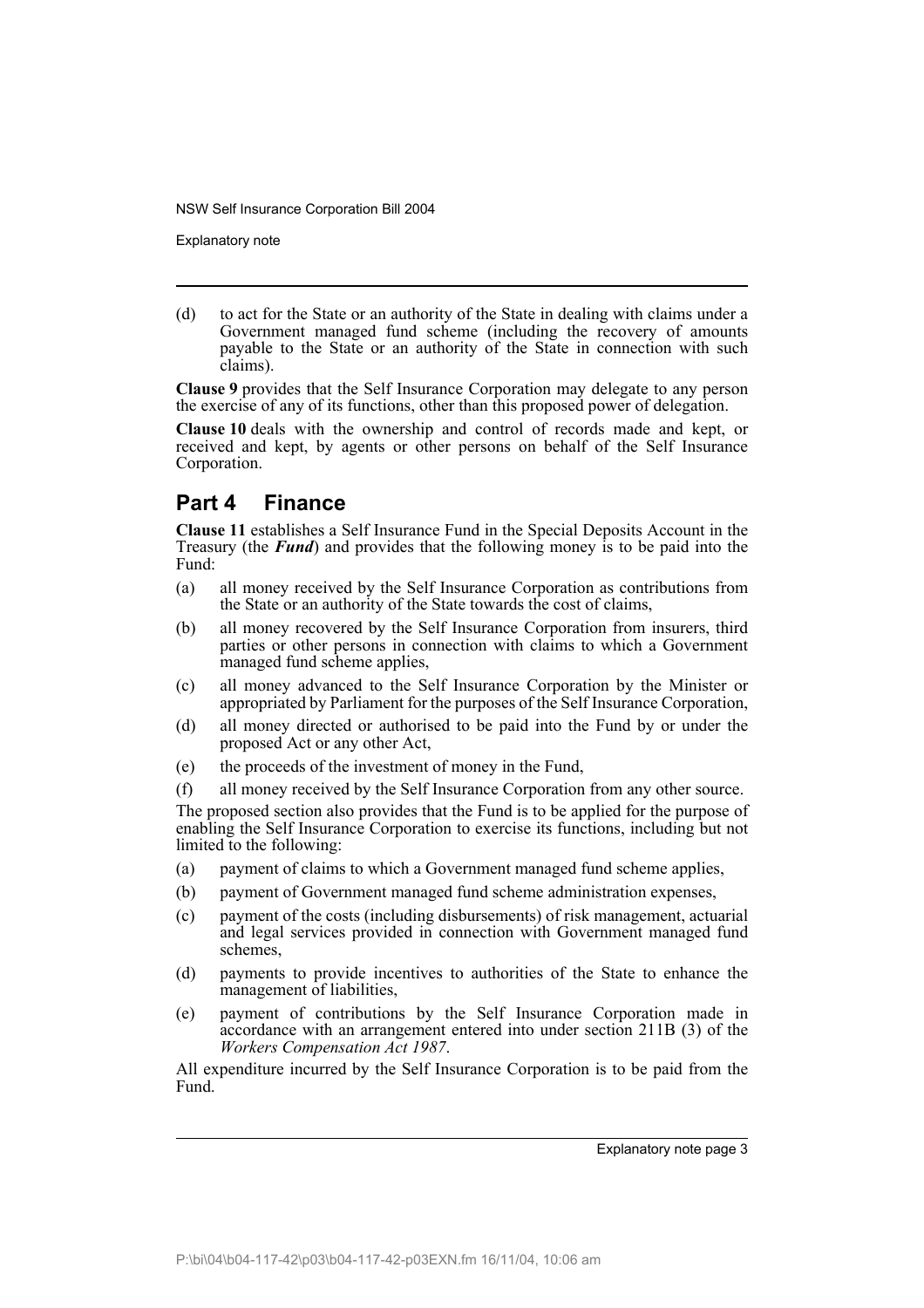(d) to act for the State or an authority of the State in dealing with claims under a Government managed fund scheme (including the recovery of amounts payable to the State or an authority of the State in connection with such claims).

**Clause 9** provides that the Self Insurance Corporation may delegate to any person the exercise of any of its functions, other than this proposed power of delegation.

**Clause 10** deals with the ownership and control of records made and kept, or received and kept, by agents or other persons on behalf of the Self Insurance Corporation.

## Part 4 Finance

**Clause 11** establishes a Self Insurance Fund in the Special Deposits Account in the Treasury (the ***Fund***) and provides that the following money is to be paid into the Fund:

(a) all money received by the Self Insurance Corporation as contributions from the State or an authority of the State towards the cost of claims,

(b) all money recovered by the Self Insurance Corporation from insurers, third parties or other persons in connection with claims to which a Government managed fund scheme applies,

(c) all money advanced to the Self Insurance Corporation by the Minister or appropriated by Parliament for the purposes of the Self Insurance Corporation,

(d) all money directed or authorised to be paid into the Fund by or under the proposed Act or any other Act,

(e) the proceeds of the investment of money in the Fund,

(f) all money received by the Self Insurance Corporation from any other source.

The proposed section also provides that the Fund is to be applied for the purpose of enabling the Self Insurance Corporation to exercise its functions, including but not limited to the following:

(a) payment of claims to which a Government managed fund scheme applies,

(b) payment of Government managed fund scheme administration expenses,

(c) payment of the costs (including disbursements) of risk management, actuarial and legal services provided in connection with Government managed fund schemes,

(d) payments to provide incentives to authorities of the State to enhance the management of liabilities,

(e) payment of contributions by the Self Insurance Corporation made in accordance with an arrangement entered into under section 211B (3) of the *Workers Compensation Act 1987*.

All expenditure incurred by the Self Insurance Corporation is to be paid from the Fund.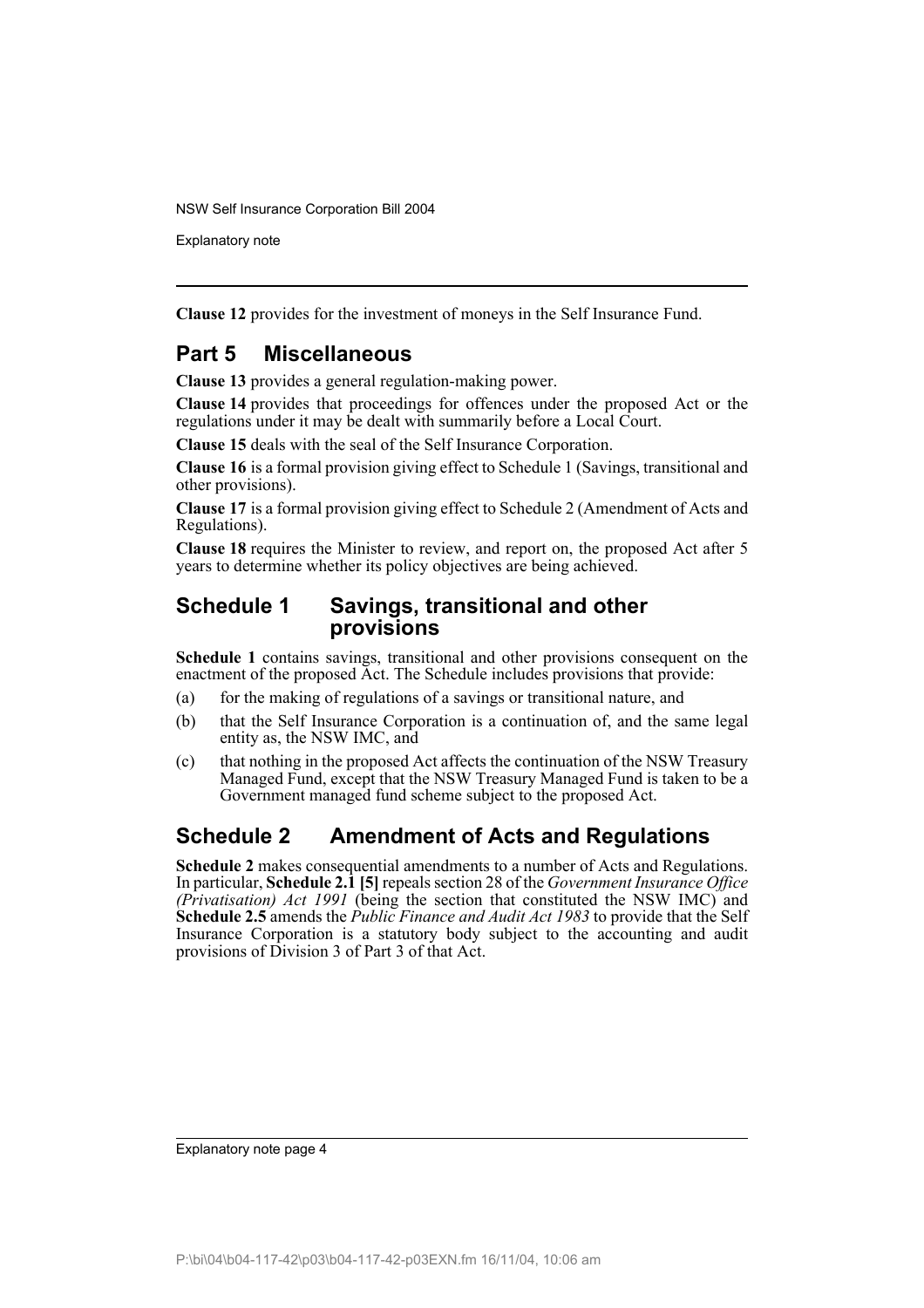**Clause 12** provides for the investment of moneys in the Self Insurance Fund.

## Part 5 Miscellaneous

**Clause 13** provides a general regulation-making power.

**Clause 14** provides that proceedings for offences under the proposed Act or the regulations under it may be dealt with summarily before a Local Court.

**Clause 15** deals with the seal of the Self Insurance Corporation.

**Clause 16** is a formal provision giving effect to Schedule 1 (Savings, transitional and other provisions).

**Clause 17** is a formal provision giving effect to Schedule 2 (Amendment of Acts and Regulations).

**Clause 18** requires the Minister to review, and report on, the proposed Act after 5 years to determine whether its policy objectives are being achieved.

## Schedule 1 Savings, transitional and other provisions

**Schedule 1** contains savings, transitional and other provisions consequent on the enactment of the proposed Act. The Schedule includes provisions that provide:

(a) for the making of regulations of a savings or transitional nature, and

(b) that the Self Insurance Corporation is a continuation of, and the same legal entity as, the NSW IMC, and

(c) that nothing in the proposed Act affects the continuation of the NSW Treasury Managed Fund, except that the NSW Treasury Managed Fund is taken to be a Government managed fund scheme subject to the proposed Act.

## Schedule 2 Amendment of Acts and Regulations

**Schedule 2** makes consequential amendments to a number of Acts and Regulations. In particular, **Schedule 2.1 [5]** repeals section 28 of the *Government Insurance Office (Privatisation) Act 1991* (being the section that constituted the NSW IMC) and **Schedule 2.5** amends the *Public Finance and Audit Act 1983* to provide that the Self Insurance Corporation is a statutory body subject to the accounting and audit provisions of Division 3 of Part 3 of that Act.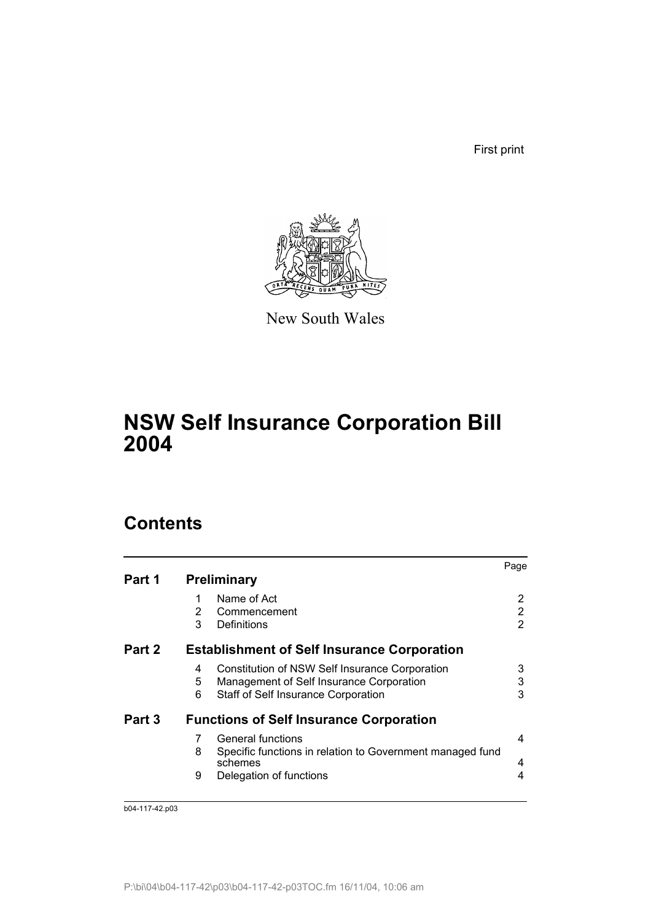First print

New South Wales

# NSW Self Insurance Corporation Bill 2004

## Contents

| | | | Page |
|---|---|---|---|
| **Part 1** | **Preliminary** | | |
| | 1 | Name of Act | 2 |
| | 2 | Commencement | 2 |
| | 3 | Definitions | 2 |
| **Part 2** | **Establishment of Self Insurance Corporation** | | |
| | 4 | Constitution of NSW Self Insurance Corporation | 3 |
| | 5 | Management of Self Insurance Corporation | 3 |
| | 6 | Staff of Self Insurance Corporation | 3 |
| **Part 3** | **Functions of Self Insurance Corporation** | | |
| | 7 | General functions | 4 |
| | 8 | Specific functions in relation to Government managed fund schemes | 4 |
| | 9 | Delegation of functions | 4 |

b04-117-42.p03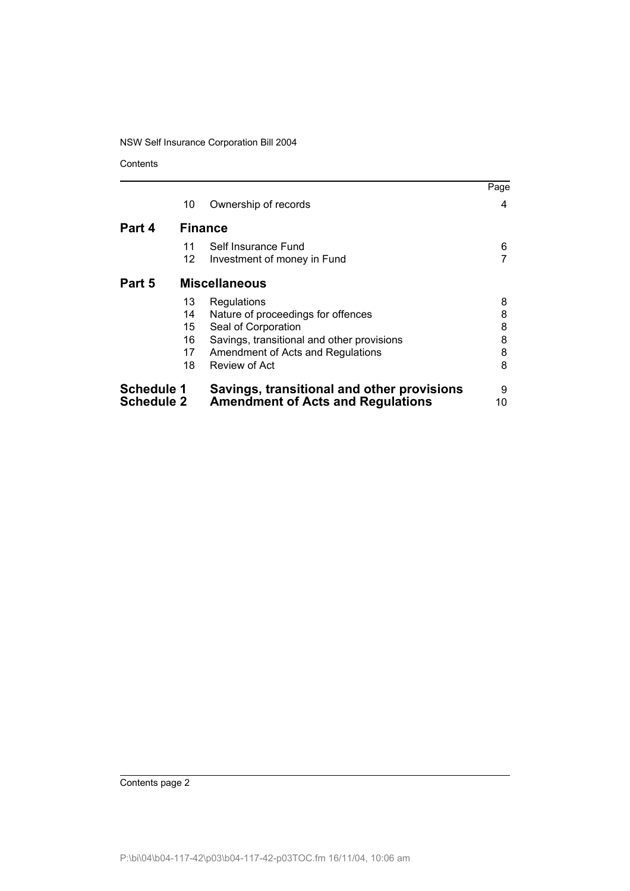| | | | Page |
|---|---|---|---|
| | 10 | Ownership of records | 4 |
| **Part 4** | **Finance** | | |
| | 11 | Self Insurance Fund | 6 |
| | 12 | Investment of money in Fund | 7 |
| **Part 5** | **Miscellaneous** | | |
| | 13 | Regulations | 8 |
| | 14 | Nature of proceedings for offences | 8 |
| | 15 | Seal of Corporation | 8 |
| | 16 | Savings, transitional and other provisions | 8 |
| | 17 | Amendment of Acts and Regulations | 8 |
| | 18 | Review of Act | 8 |
| **Schedule 1** | | **Savings, transitional and other provisions** | 9 |
| **Schedule 2** | | **Amendment of Acts and Regulations** | 10 |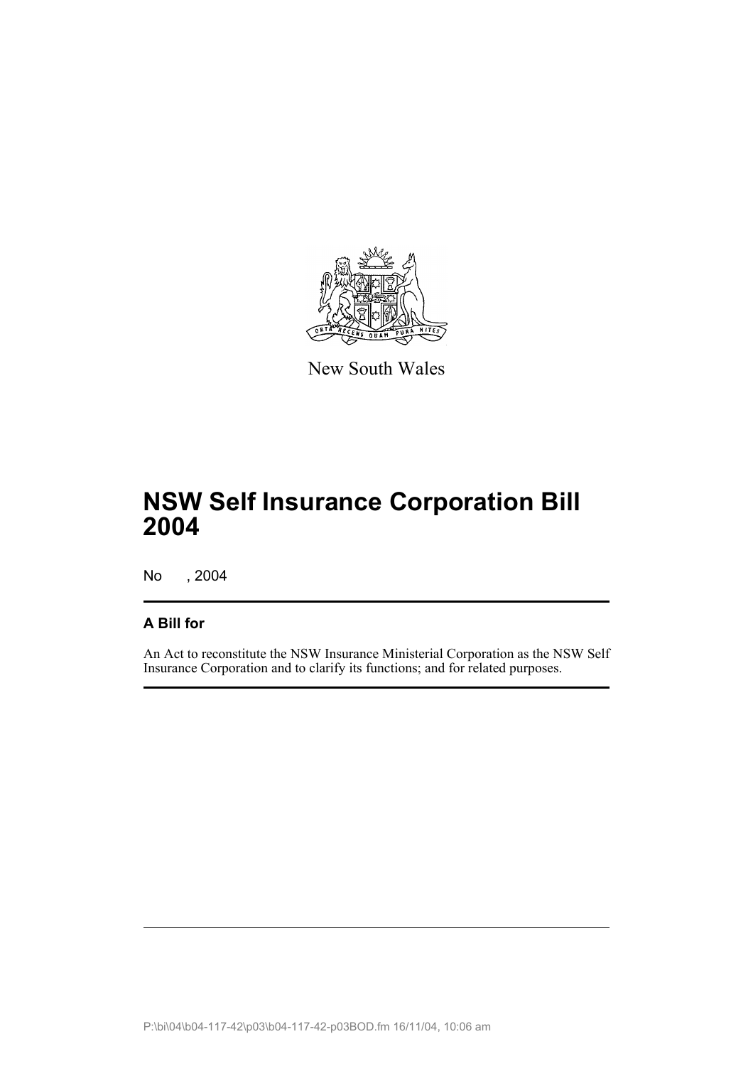New South Wales

# NSW Self Insurance Corporation Bill 2004

No , 2004

### A Bill for

An Act to reconstitute the NSW Insurance Ministerial Corporation as the NSW Self Insurance Corporation and to clarify its functions; and for related purposes.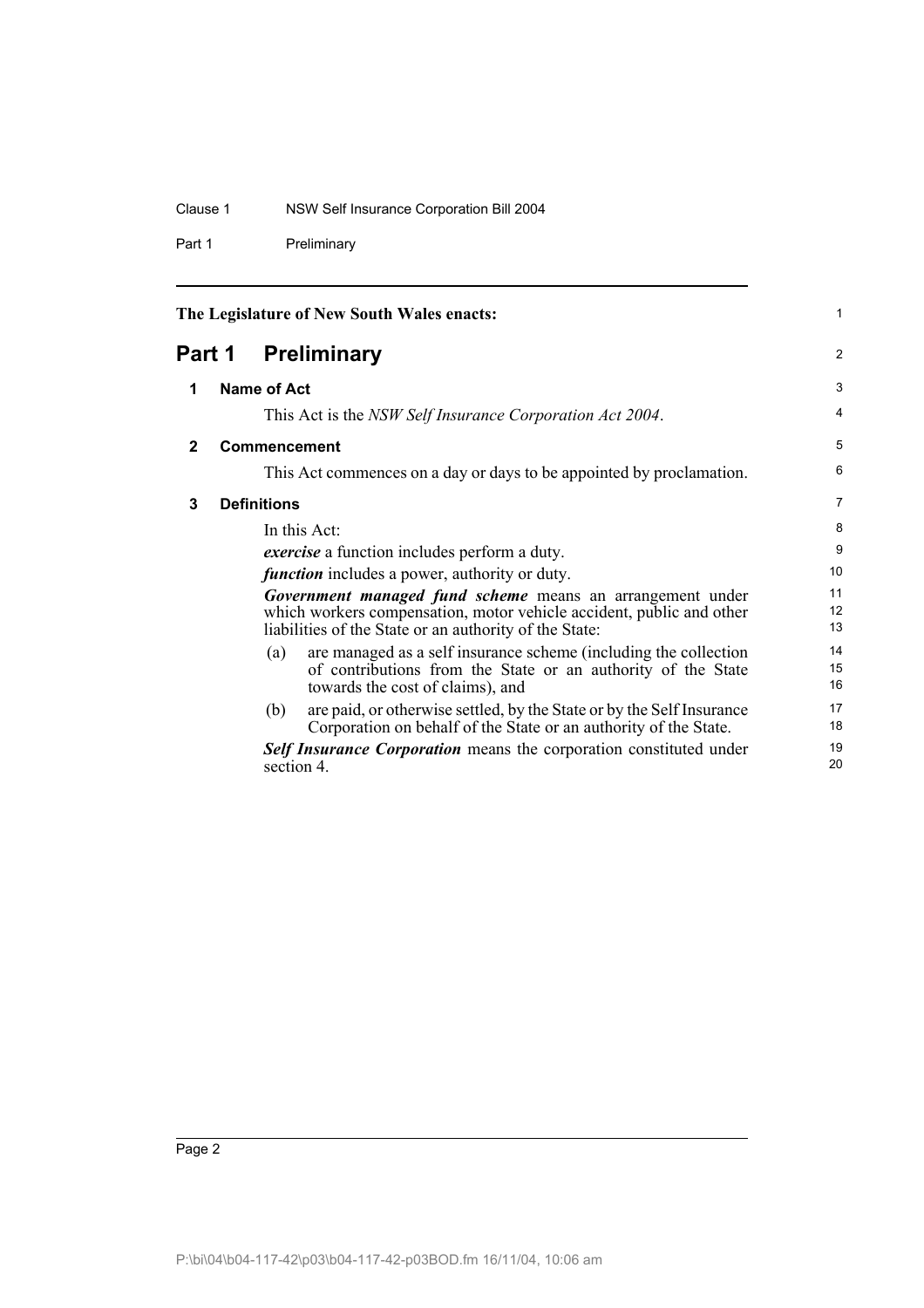The Legislature of New South Wales enacts:

# Part 1 Preliminary

## 1 Name of Act

This Act is the *NSW Self Insurance Corporation Act 2004*.

## 2 Commencement

This Act commences on a day or days to be appointed by proclamation.

## 3 Definitions

In this Act:

***exercise*** a function includes perform a duty.

***function*** includes a power, authority or duty.

***Government managed fund scheme*** means an arrangement under which workers compensation, motor vehicle accident, public and other liabilities of the State or an authority of the State:

(a) are managed as a self insurance scheme (including the collection of contributions from the State or an authority of the State towards the cost of claims), and

(b) are paid, or otherwise settled, by the State or by the Self Insurance Corporation on behalf of the State or an authority of the State.

***Self Insurance Corporation*** means the corporation constituted under section 4.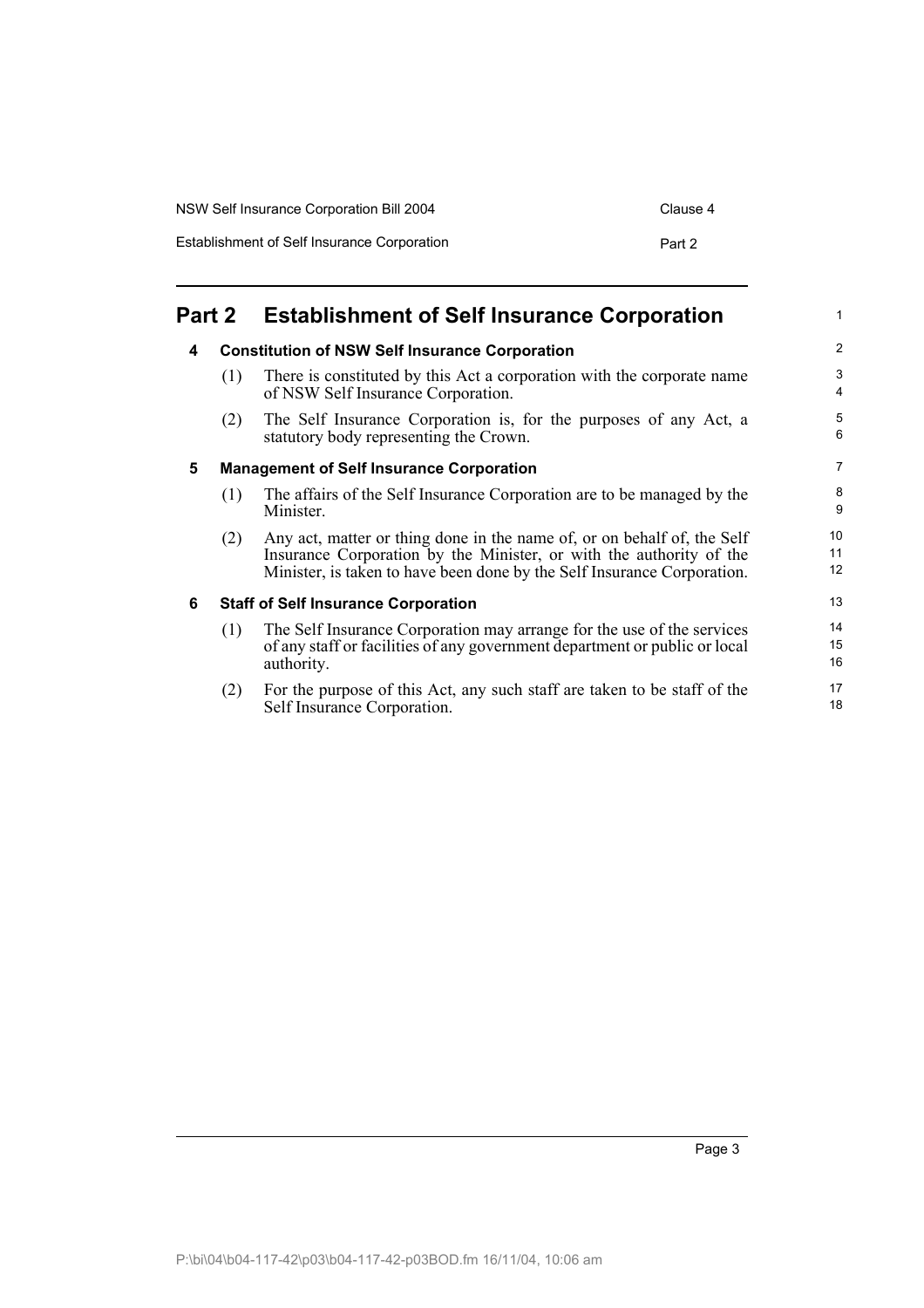# Part 2 Establishment of Self Insurance Corporation

### 4 Constitution of NSW Self Insurance Corporation

(1) There is constituted by this Act a corporation with the corporate name of NSW Self Insurance Corporation.

(2) The Self Insurance Corporation is, for the purposes of any Act, a statutory body representing the Crown.

### 5 Management of Self Insurance Corporation

(1) The affairs of the Self Insurance Corporation are to be managed by the Minister.

(2) Any act, matter or thing done in the name of, or on behalf of, the Self Insurance Corporation by the Minister, or with the authority of the Minister, is taken to have been done by the Self Insurance Corporation.

### 6 Staff of Self Insurance Corporation

(1) The Self Insurance Corporation may arrange for the use of the services of any staff or facilities of any government department or public or local authority.

(2) For the purpose of this Act, any such staff are taken to be staff of the Self Insurance Corporation.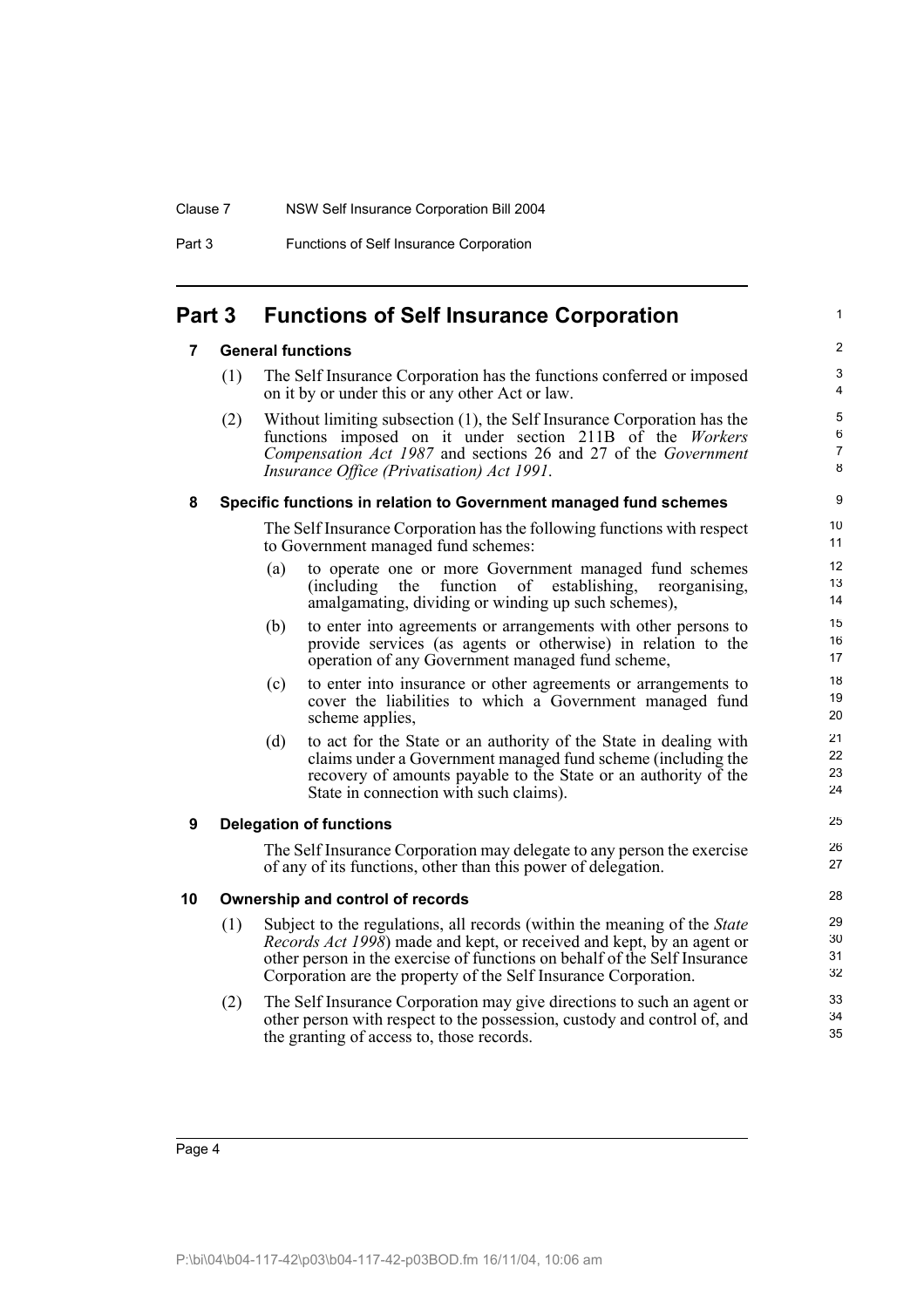## Part 3 Functions of Self Insurance Corporation

### 7 General functions

(1) The Self Insurance Corporation has the functions conferred or imposed on it by or under this or any other Act or law.

(2) Without limiting subsection (1), the Self Insurance Corporation has the functions imposed on it under section 211B of the *Workers Compensation Act 1987* and sections 26 and 27 of the *Government Insurance Office (Privatisation) Act 1991*.

### 8 Specific functions in relation to Government managed fund schemes

The Self Insurance Corporation has the following functions with respect to Government managed fund schemes:

(a) to operate one or more Government managed fund schemes (including the function of establishing, reorganising, amalgamating, dividing or winding up such schemes),

(b) to enter into agreements or arrangements with other persons to provide services (as agents or otherwise) in relation to the operation of any Government managed fund scheme,

(c) to enter into insurance or other agreements or arrangements to cover the liabilities to which a Government managed fund scheme applies,

(d) to act for the State or an authority of the State in dealing with claims under a Government managed fund scheme (including the recovery of amounts payable to the State or an authority of the State in connection with such claims).

### 9 Delegation of functions

The Self Insurance Corporation may delegate to any person the exercise of any of its functions, other than this power of delegation.

### 10 Ownership and control of records

(1) Subject to the regulations, all records (within the meaning of the *State Records Act 1998*) made and kept, or received and kept, by an agent or other person in the exercise of functions on behalf of the Self Insurance Corporation are the property of the Self Insurance Corporation.

(2) The Self Insurance Corporation may give directions to such an agent or other person with respect to the possession, custody and control of, and the granting of access to, those records.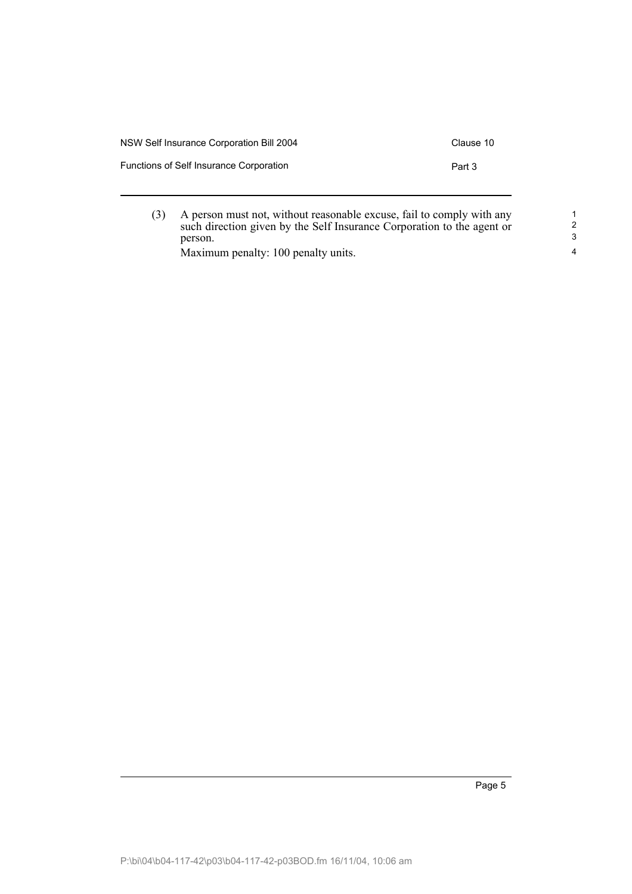(3) A person must not, without reasonable excuse, fail to comply with any such direction given by the Self Insurance Corporation to the agent or person.

Maximum penalty: 100 penalty units.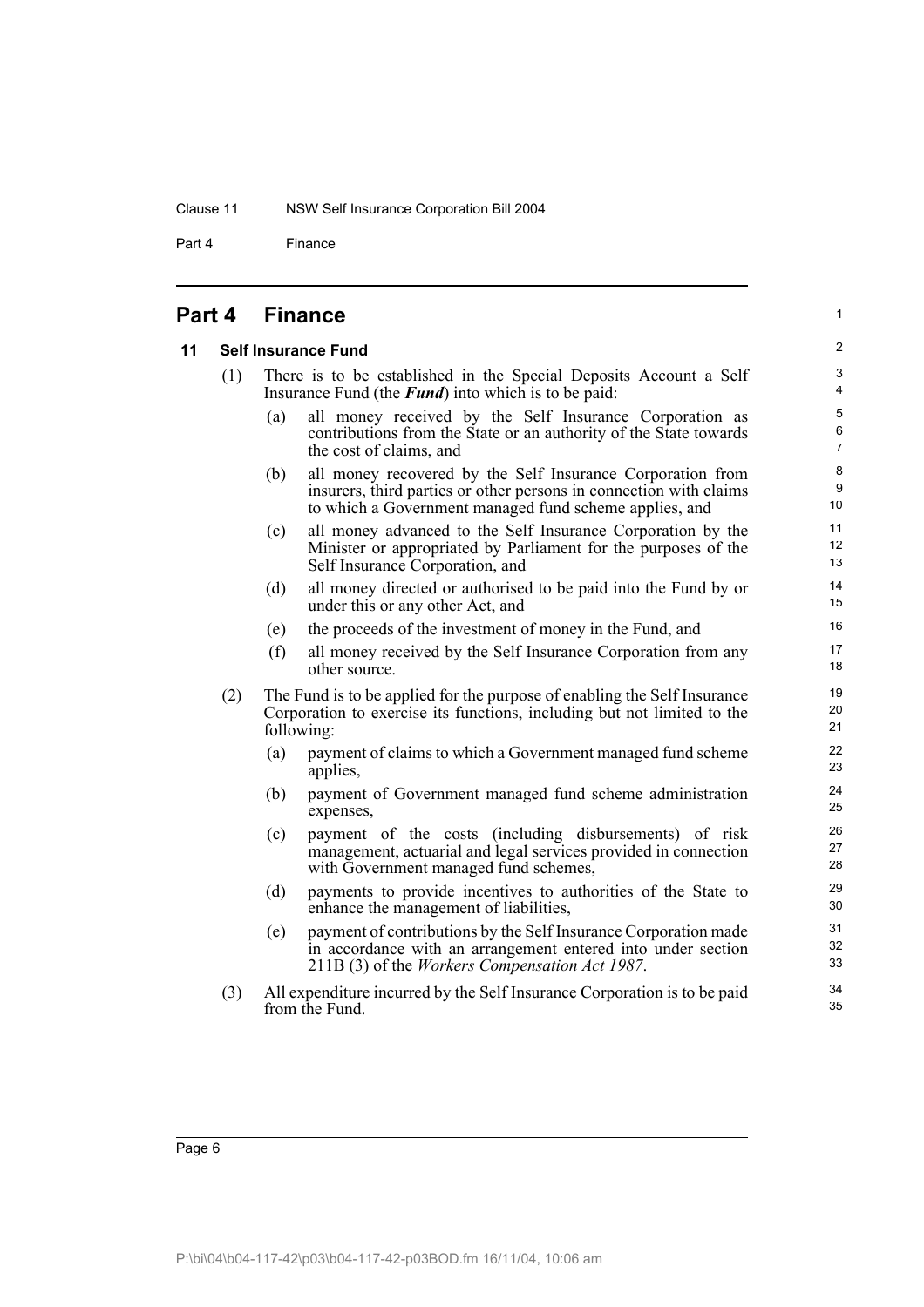# Part 4 Finance

## 11 Self Insurance Fund

(1) There is to be established in the Special Deposits Account a Self Insurance Fund (the ***Fund***) into which is to be paid:

- (a) all money received by the Self Insurance Corporation as contributions from the State or an authority of the State towards the cost of claims, and
- (b) all money recovered by the Self Insurance Corporation from insurers, third parties or other persons in connection with claims to which a Government managed fund scheme applies, and
- (c) all money advanced to the Self Insurance Corporation by the Minister or appropriated by Parliament for the purposes of the Self Insurance Corporation, and
- (d) all money directed or authorised to be paid into the Fund by or under this or any other Act, and
- (e) the proceeds of the investment of money in the Fund, and
- (f) all money received by the Self Insurance Corporation from any other source.

(2) The Fund is to be applied for the purpose of enabling the Self Insurance Corporation to exercise its functions, including but not limited to the following:

- (a) payment of claims to which a Government managed fund scheme applies,
- (b) payment of Government managed fund scheme administration expenses,
- (c) payment of the costs (including disbursements) of risk management, actuarial and legal services provided in connection with Government managed fund schemes,
- (d) payments to provide incentives to authorities of the State to enhance the management of liabilities,
- (e) payment of contributions by the Self Insurance Corporation made in accordance with an arrangement entered into under section 211B (3) of the *Workers Compensation Act 1987*.

(3) All expenditure incurred by the Self Insurance Corporation is to be paid from the Fund.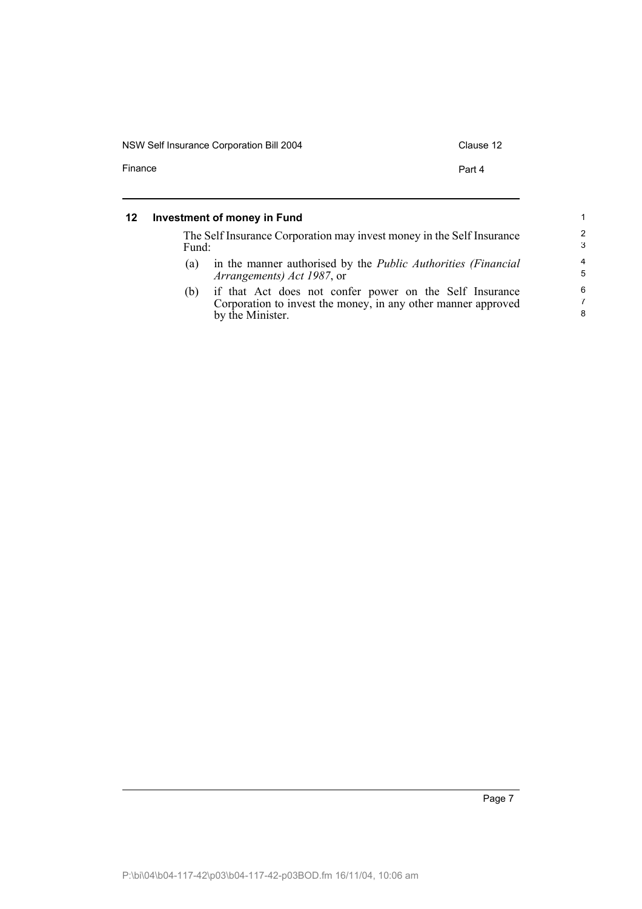## 12 Investment of money in Fund

The Self Insurance Corporation may invest money in the Self Insurance Fund:

(a) in the manner authorised by the *Public Authorities (Financial Arrangements) Act 1987*, or

(b) if that Act does not confer power on the Self Insurance Corporation to invest the money, in any other manner approved by the Minister.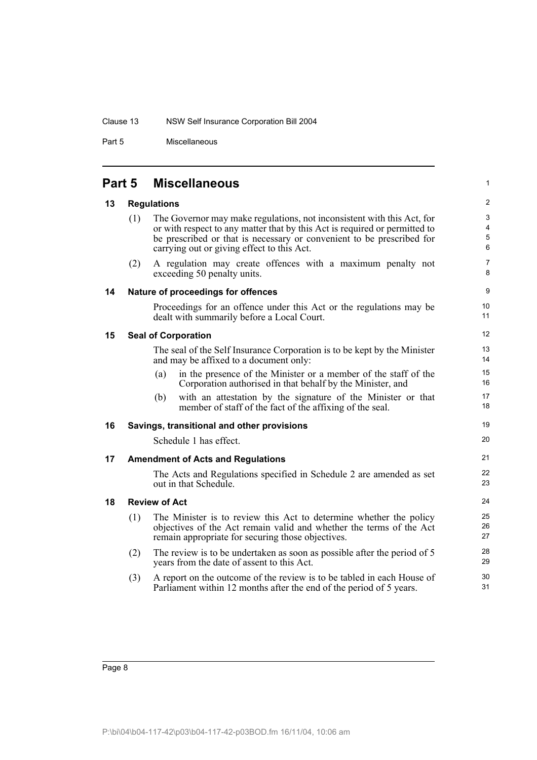## Part 5 Miscellaneous

### 13 Regulations

(1) The Governor may make regulations, not inconsistent with this Act, for or with respect to any matter that by this Act is required or permitted to be prescribed or that is necessary or convenient to be prescribed for carrying out or giving effect to this Act.

(2) A regulation may create offences with a maximum penalty not exceeding 50 penalty units.

### 14 Nature of proceedings for offences

Proceedings for an offence under this Act or the regulations may be dealt with summarily before a Local Court.

### 15 Seal of Corporation

The seal of the Self Insurance Corporation is to be kept by the Minister and may be affixed to a document only:

(a) in the presence of the Minister or a member of the staff of the Corporation authorised in that behalf by the Minister, and

(b) with an attestation by the signature of the Minister or that member of staff of the fact of the affixing of the seal.

### 16 Savings, transitional and other provisions

Schedule 1 has effect.

### 17 Amendment of Acts and Regulations

The Acts and Regulations specified in Schedule 2 are amended as set out in that Schedule.

### 18 Review of Act

(1) The Minister is to review this Act to determine whether the policy objectives of the Act remain valid and whether the terms of the Act remain appropriate for securing those objectives.

(2) The review is to be undertaken as soon as possible after the period of 5 years from the date of assent to this Act.

(3) A report on the outcome of the review is to be tabled in each House of Parliament within 12 months after the end of the period of 5 years.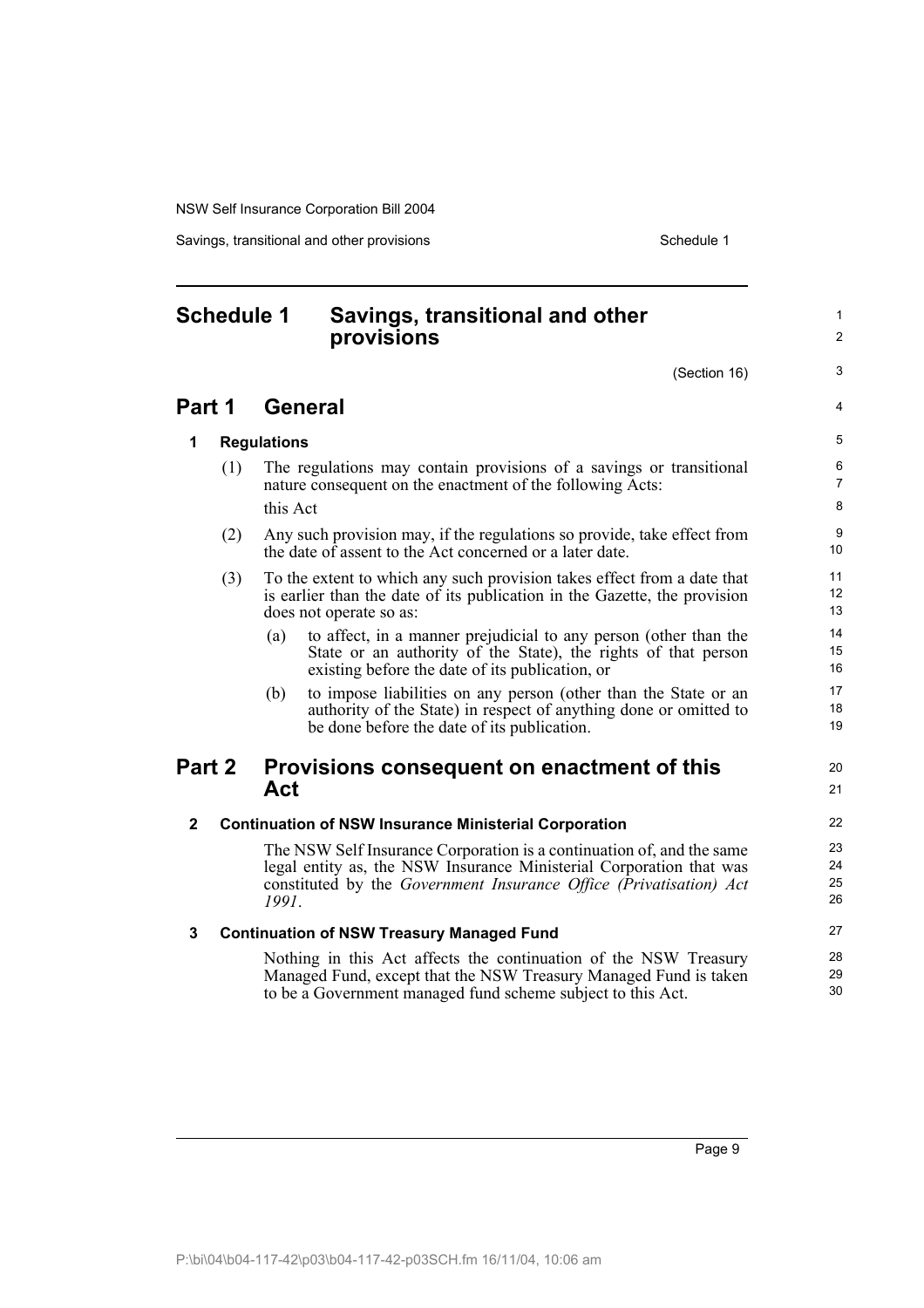# Schedule 1 Savings, transitional and other provisions

(Section 16)

## Part 1 General

### 1 Regulations

(1) The regulations may contain provisions of a savings or transitional nature consequent on the enactment of the following Acts:

this Act

(2) Any such provision may, if the regulations so provide, take effect from the date of assent to the Act concerned or a later date.

(3) To the extent to which any such provision takes effect from a date that is earlier than the date of its publication in the Gazette, the provision does not operate so as:

(a) to affect, in a manner prejudicial to any person (other than the State or an authority of the State), the rights of that person existing before the date of its publication, or

(b) to impose liabilities on any person (other than the State or an authority of the State) in respect of anything done or omitted to be done before the date of its publication.

## Part 2 Provisions consequent on enactment of this Act

### 2 Continuation of NSW Insurance Ministerial Corporation

The NSW Self Insurance Corporation is a continuation of, and the same legal entity as, the NSW Insurance Ministerial Corporation that was constituted by the *Government Insurance Office (Privatisation) Act 1991*.

### 3 Continuation of NSW Treasury Managed Fund

Nothing in this Act affects the continuation of the NSW Treasury Managed Fund, except that the NSW Treasury Managed Fund is taken to be a Government managed fund scheme subject to this Act.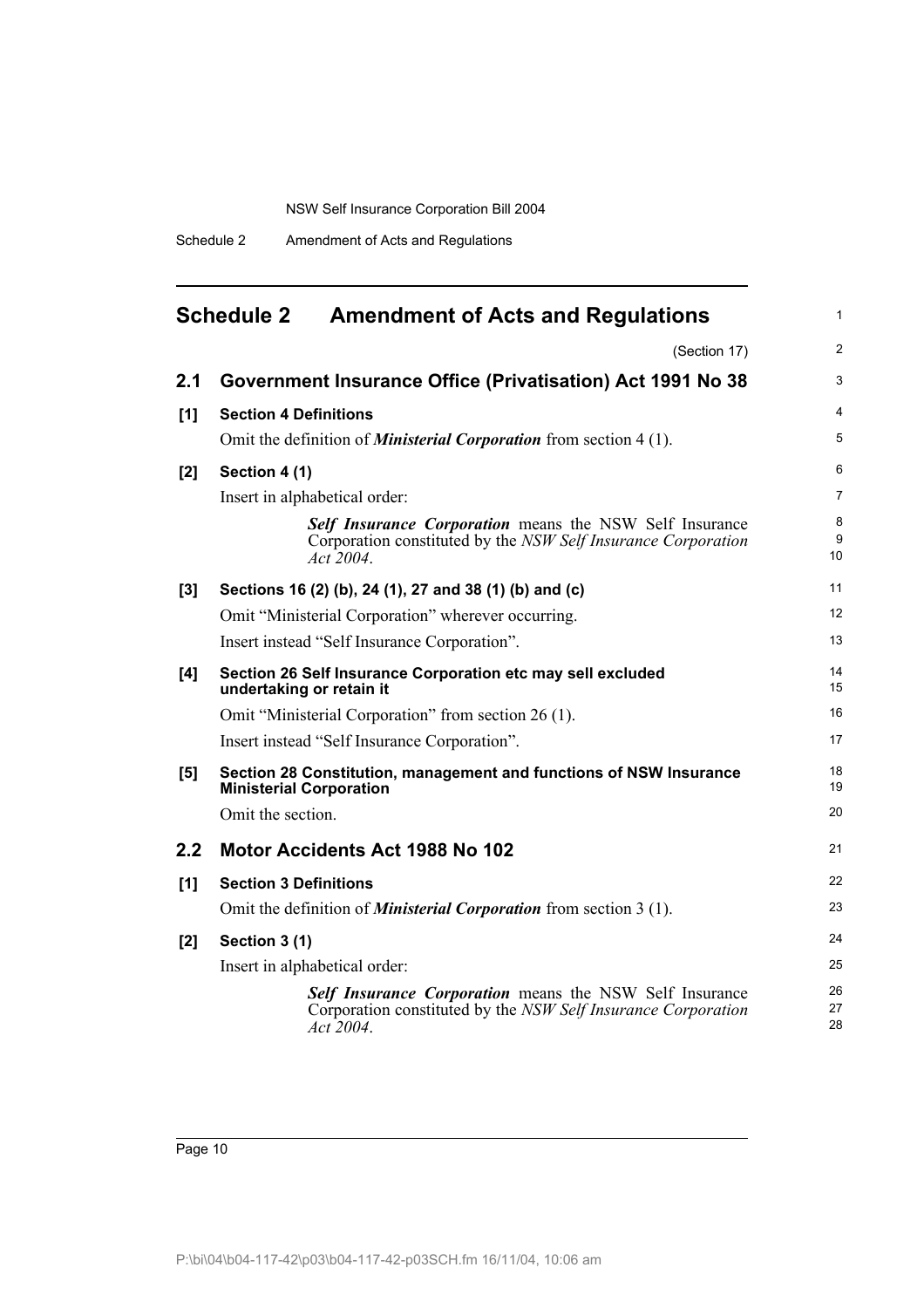# Schedule 2 Amendment of Acts and Regulations

(Section 17)

## 2.1 Government Insurance Office (Privatisation) Act 1991 No 38

**[1] Section 4 Definitions**

Omit the definition of ***Ministerial Corporation*** from section 4 (1).

**[2] Section 4 (1)**

Insert in alphabetical order:

> ***Self Insurance Corporation*** means the NSW Self Insurance Corporation constituted by the *NSW Self Insurance Corporation Act 2004*.

**[3] Sections 16 (2) (b), 24 (1), 27 and 38 (1) (b) and (c)**

Omit "Ministerial Corporation" wherever occurring.

Insert instead "Self Insurance Corporation".

**[4] Section 26 Self Insurance Corporation etc may sell excluded undertaking or retain it**

Omit "Ministerial Corporation" from section 26 (1).

Insert instead "Self Insurance Corporation".

**[5] Section 28 Constitution, management and functions of NSW Insurance Ministerial Corporation**

Omit the section.

## 2.2 Motor Accidents Act 1988 No 102

**[1] Section 3 Definitions**

Omit the definition of ***Ministerial Corporation*** from section 3 (1).

**[2] Section 3 (1)**

Insert in alphabetical order:

> ***Self Insurance Corporation*** means the NSW Self Insurance Corporation constituted by the *NSW Self Insurance Corporation Act 2004*.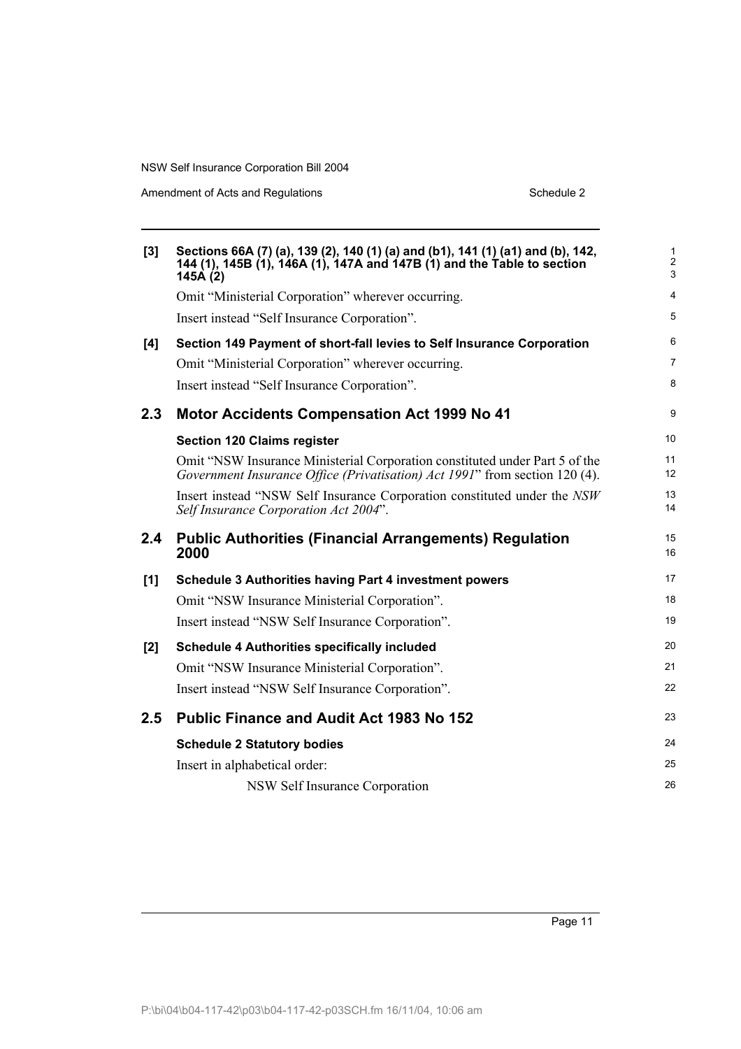**[3] Sections 66A (7) (a), 139 (2), 140 (1) (a) and (b1), 141 (1) (a1) and (b), 142, 144 (1), 145B (1), 146A (1), 147A and 147B (1) and the Table to section 145A (2)**

Omit "Ministerial Corporation" wherever occurring.

Insert instead "Self Insurance Corporation".

**[4] Section 149 Payment of short-fall levies to Self Insurance Corporation**

Omit "Ministerial Corporation" wherever occurring.

Insert instead "Self Insurance Corporation".

## 2.3 Motor Accidents Compensation Act 1999 No 41

**Section 120 Claims register**

Omit "NSW Insurance Ministerial Corporation constituted under Part 5 of the *Government Insurance Office (Privatisation) Act 1991*" from section 120 (4).

Insert instead "NSW Self Insurance Corporation constituted under the *NSW Self Insurance Corporation Act 2004*".

## 2.4 Public Authorities (Financial Arrangements) Regulation 2000

**[1] Schedule 3 Authorities having Part 4 investment powers**

Omit "NSW Insurance Ministerial Corporation".

Insert instead "NSW Self Insurance Corporation".

**[2] Schedule 4 Authorities specifically included**

Omit "NSW Insurance Ministerial Corporation".

Insert instead "NSW Self Insurance Corporation".

## 2.5 Public Finance and Audit Act 1983 No 152

**Schedule 2 Statutory bodies**

Insert in alphabetical order:

NSW Self Insurance Corporation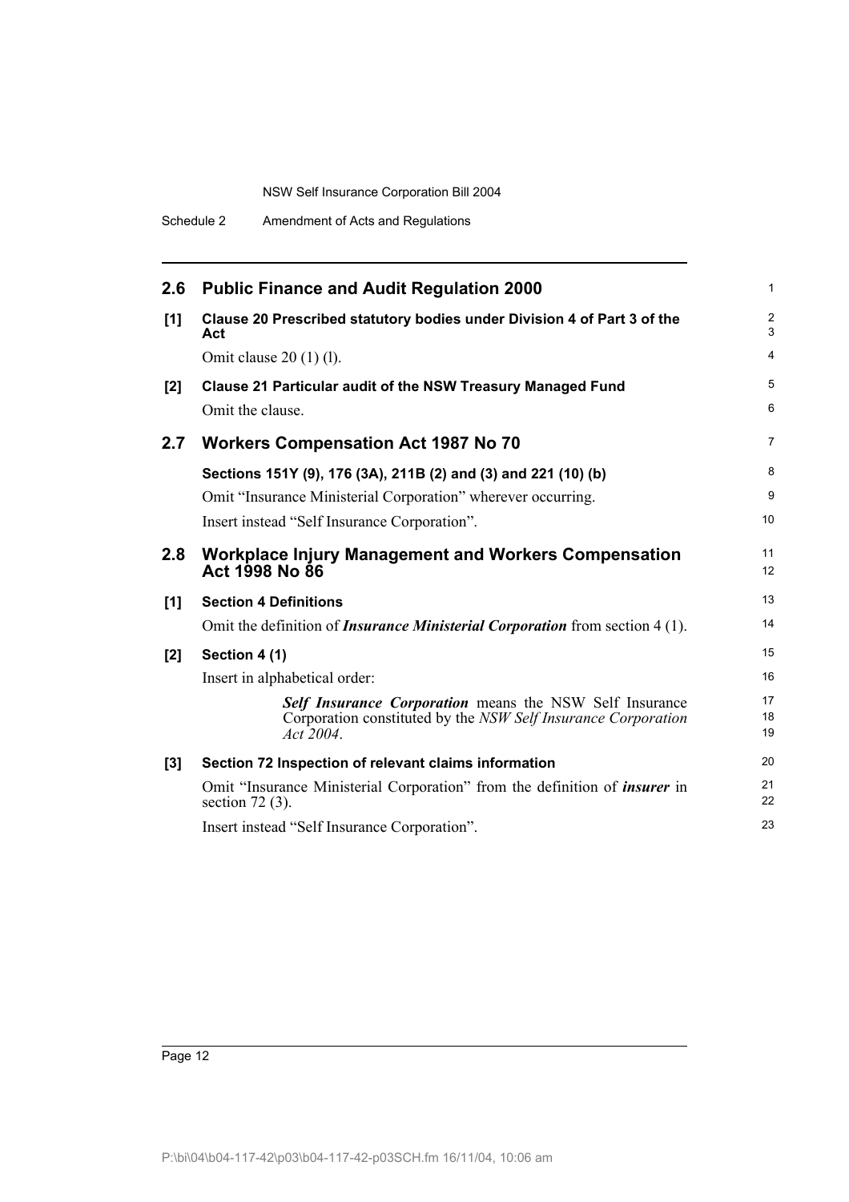## 2.6 Public Finance and Audit Regulation 2000

**[1] Clause 20 Prescribed statutory bodies under Division 4 of Part 3 of the Act**

Omit clause 20 (1) (l).

**[2] Clause 21 Particular audit of the NSW Treasury Managed Fund**

Omit the clause.

## 2.7 Workers Compensation Act 1987 No 70

**Sections 151Y (9), 176 (3A), 211B (2) and (3) and 221 (10) (b)**

Omit "Insurance Ministerial Corporation" wherever occurring.

Insert instead "Self Insurance Corporation".

## 2.8 Workplace Injury Management and Workers Compensation Act 1998 No 86

**[1] Section 4 Definitions**

Omit the definition of ***Insurance Ministerial Corporation*** from section 4 (1).

**[2] Section 4 (1)**

Insert in alphabetical order:

> ***Self Insurance Corporation*** means the NSW Self Insurance Corporation constituted by the *NSW Self Insurance Corporation Act 2004*.

**[3] Section 72 Inspection of relevant claims information**

Omit "Insurance Ministerial Corporation" from the definition of ***insurer*** in section 72 (3).

Insert instead "Self Insurance Corporation".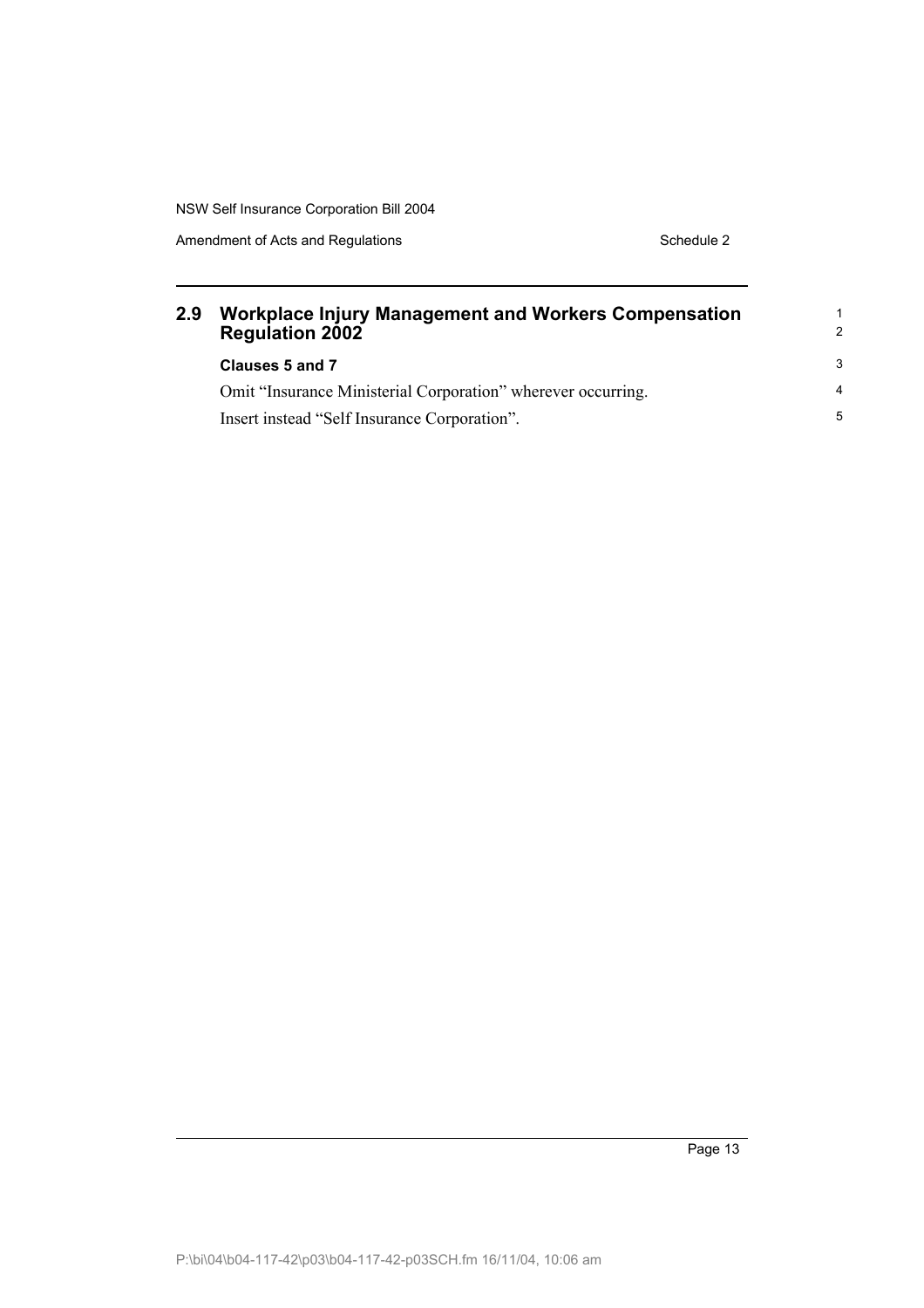## 2.9 Workplace Injury Management and Workers Compensation Regulation 2002

**Clauses 5 and 7**

Omit "Insurance Ministerial Corporation" wherever occurring.

Insert instead "Self Insurance Corporation".